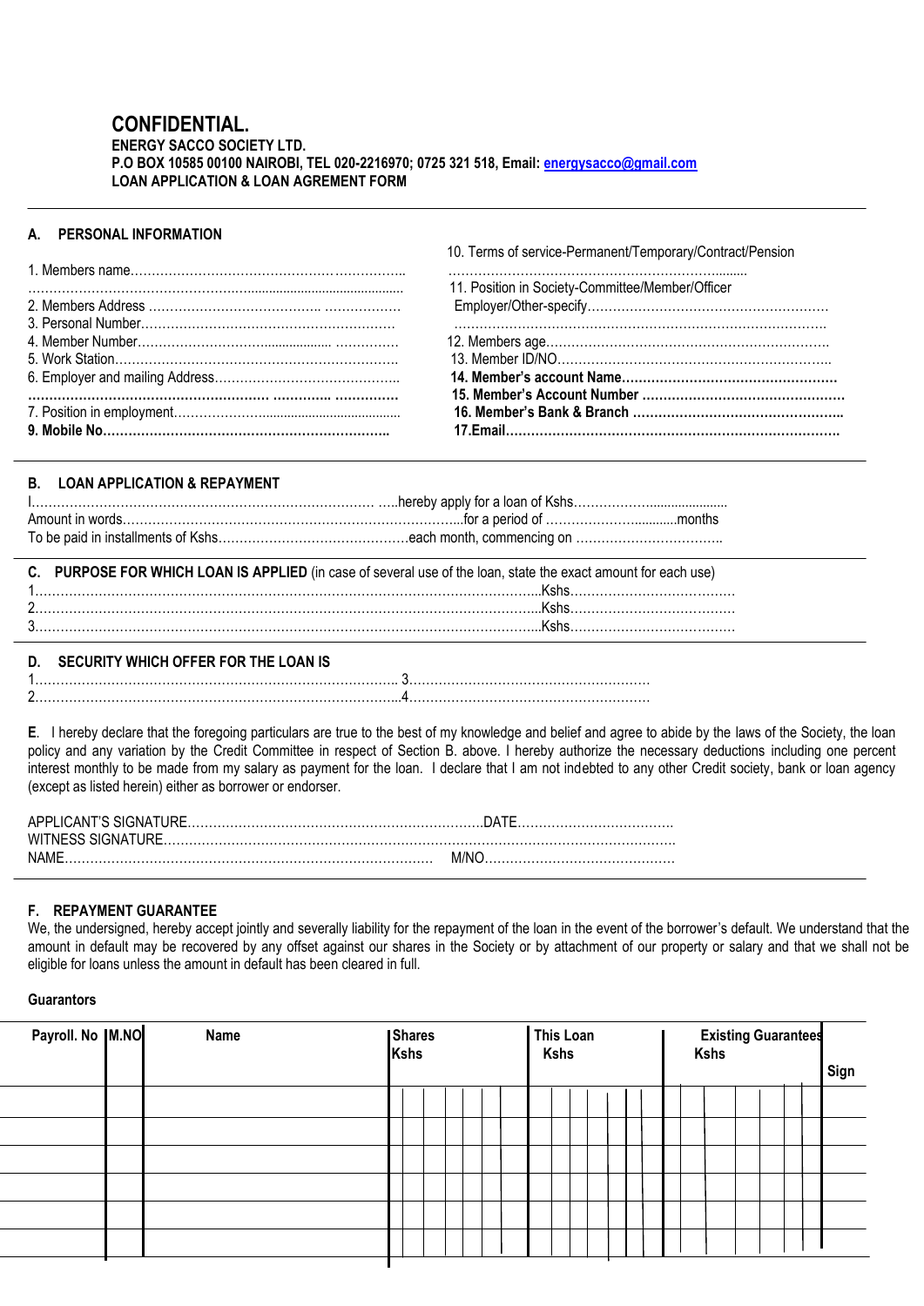# CONFIDENTIAL.

**ENERGY SACCO SOCIETY LTD.**
**P.O BOX 10585 00100 NAIROBI, TEL 020-2216970; 0725 321 518, Email: energysacco@gmail.com**
**LOAN APPLICATION & LOAN AGREMENT FORM**

## A. PERSONAL INFORMATION

1. Members name………………………………………………………………..
……………………………………………………………………………………
2. Members Address ………………………………….. ………………
3. Personal Number……………………………………………………
4. Member Number……………………………………………………
5. Work Station…………………………………………………………
6. Employer and mailing Address…………………………………..
**…………………………………………… ………….. ……………**
7. Position in employment……………………………………………
**9. Mobile No…………………………………………………………..**

10. Terms of service-Permanent/Temporary/Contract/Pension
……………………………………………………………………
11. Position in Society-Committee/Member/Officer
Employer/Other-specify…………………………………………………
……………………………………………………………………………
12. Members age…………………………………………………………
13. Member ID/NO………………………………………………………
**14. Member's account Name……………………………………………**
**15. Member's Account Number …………………………………………**
**16. Member's Bank & Branch ……………………………………………**
**17.Email…………………………………………………………………**

## B. LOAN APPLICATION & REPAYMENT

I……………………………………………………………………… …..hereby apply for a loan of Kshs………………………………
Amount in words……………………………………………………………………..for a period of ………………………….months
To be paid in installments of Kshs……………………………………each month, commencing on ……………………………..

## C. PURPOSE FOR WHICH LOAN IS APPLIED (in case of several use of the loan, state the exact amount for each use)

1……………………………………………………………………………………………………..Kshs…………………………………
2……………………………………………………………………………………………………..Kshs…………………………………
3……………………………………………………………………………………………………..Kshs…………………………………

## D. SECURITY WHICH OFFER FOR THE LOAN IS

1…………………………………………………………………………. 3…………………………………………………
2…………………………………………………………………………..4…………………………………………………

**E**. I hereby declare that the foregoing particulars are true to the best of my knowledge and belief and agree to abide by the laws of the Society, the loan policy and any variation by the Credit Committee in respect of Section B. above. I hereby authorize the necessary deductions including one percent interest monthly to be made from my salary as payment for the loan. I declare that I am not indebted to any other Credit society, bank or loan agency (except as listed herein) either as borrower or endorser.

APPLICANT'S SIGNATURE…………………………………………………………..DATE………………………………
WITNESS SIGNATURE…………………………………………………………………………………………………………
NAME…………………………………………………………………………… M/NO………………………………………

## F. REPAYMENT GUARANTEE

We, the undersigned, hereby accept jointly and severally liability for the repayment of the loan in the event of the borrower's default. We understand that the amount in default may be recovered by any offset against our shares in the Society or by attachment of our property or salary and that we shall not be eligible for loans unless the amount in default has been cleared in full.

**Guarantors**

| Payroll. No | M.NO | Name | Shares Kshs | This Loan Kshs | Existing Guarantees Kshs | Sign |
|---|---|---|---|---|---|---|
| | | | | | | |
| | | | | | | |
| | | | | | | |
| | | | | | | |
| | | | | | | |
| | | | | | | |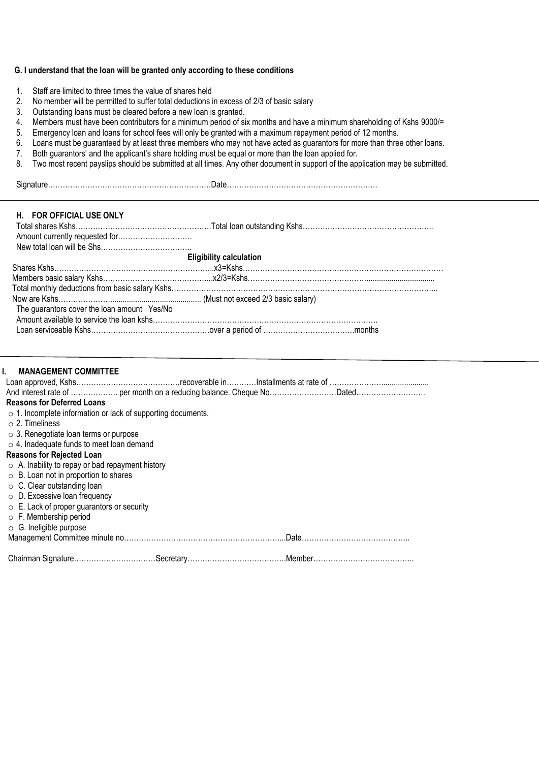### G. I understand that the loan will be granted only according to these conditions

1. Staff are limited to three times the value of shares held
2. No member will be permitted to suffer total deductions in excess of 2/3 of basic salary
3. Outstanding loans must be cleared before a new loan is granted.
4. Members must have been contributors for a minimum period of six months and have a minimum shareholding of Kshs 9000/=
5. Emergency loan and loans for school fees will only be granted with a maximum repayment period of 12 months.
6. Loans must be guaranteed by at least three members who may not have acted as guarantors for more than three other loans.
7. Both guarantors' and the applicant's share holding must be equal or more than the loan applied for.
8. Two most recent payslips should be submitted at all times. Any other document in support of the application may be submitted.

Signature……………………………………………………….Date…………………………………………………….

---

### H. FOR OFFICIAL USE ONLY

Total shares Kshs……………………………………………….Total loan outstanding Kshs……………………………………………..

Amount currently requested for…………………………

New total loan will be Shs……………………………….

**Eligibility calculation**

Shares Kshs………………………………………………………..x3=Kshs………………………………………………………………………

Members basic salary Kshs……………………………………...x2/3=Kshs……………………………………….................................

Total monthly deductions from basic salary Kshs……………………………………………………………………………………………...

Now are Kshs……………….......................................... (Must not exceed 2/3 basic salary)

The guarantors cover the loan amount Yes/No

Amount available to service the loan kshs…………………………………………………………………………….

Loan serviceable Kshs…………………………………………over a period of ……………………………….months

---

### I. MANAGEMENT COMMITTEE

Loan approved, Kshs……………………………………recoverable in…………Installments at rate of …………………....................

And interest rate of ………………. per month on a reducing balance. Cheque No………………………Dated……………………….

**Reasons for Deferred Loans**

- ○ 1. Incomplete information or lack of supporting documents.
- ○ 2. Timeliness
- ○ 3. Renegotiate loan terms or purpose
- ○ 4. Inadequate funds to meet loan demand

**Reasons for Rejected Loan**

- ○ A. Inability to repay or bad repayment history
- ○ B. Loan not in proportion to shares
- ○ C. Clear outstanding loan
- ○ D. Excessive loan frequency
- ○ E. Lack of proper guarantors or security
- ○ F. Membership period
- ○ G. Ineligible purpose

Management Committee minute no…………………………………………………………...Date……………………………………..

Chairman Signature……………………………Secretary………………………………….Member…………………………………..